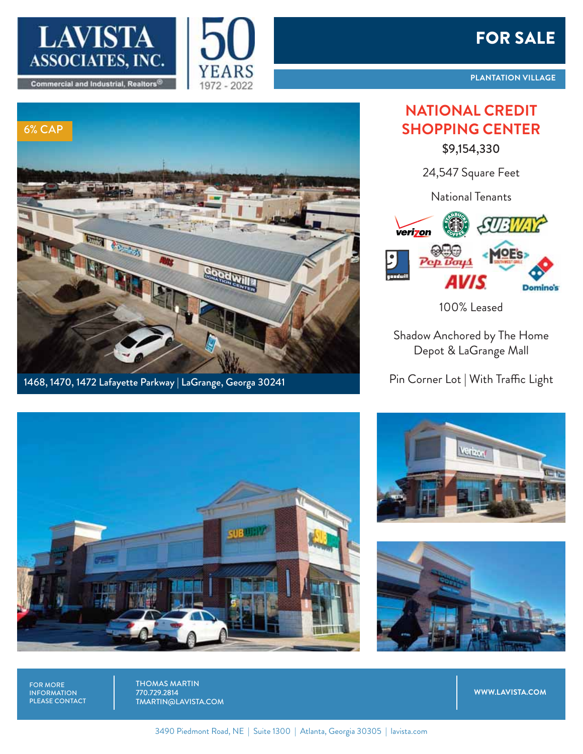LAVISTA ASSOCIATES, INC.
Commercial and Industrial, Realtors®

50 YEARS 1972 - 2022

# FOR SALE

PLANTATION VILLAGE

6% CAP

1468, 1470, 1472 Lafayette Parkway | LaGrange, Georga 30241

## NATIONAL CREDIT SHOPPING CENTER

$9,154,330

24,547 Square Feet

National Tenants

100% Leased

Shadow Anchored by The Home Depot & LaGrange Mall

Pin Corner Lot | With Traffic Light

FOR MORE INFORMATION PLEASE CONTACT

THOMAS MARTIN
770.729.2814
TMARTIN@LAVISTA.COM

WWW.LAVISTA.COM

3490 Piedmont Road, NE | Suite 1300 | Atlanta, Georgia 30305 | lavista.com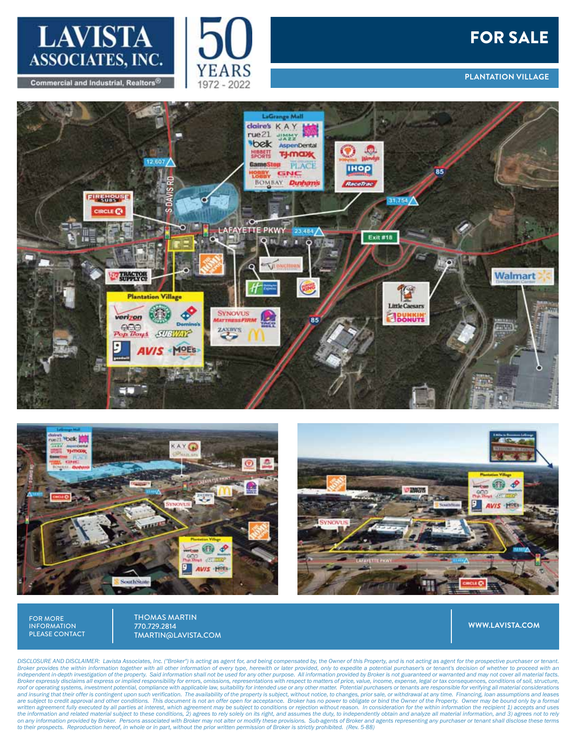LAVISTA ASSOCIATES, INC.

Commercial and Industrial, Realtors®

50 YEARS 1972 - 2022

# FOR SALE

## PLANTATION VILLAGE

LaGrange Mall

Plantation Village

S DAVIS RD

LAFAYETTE PKWY

12,607

23,484

31,754

Exit #18

85

FOR MORE INFORMATION PLEASE CONTACT

THOMAS MARTIN
770.729.2814
TMARTIN@LAVISTA.COM

WWW.LAVISTA.COM

*DISCLOSURE AND DISCLAIMER: Lavista Associates, Inc. ("Broker") is acting as agent for, and being compensated by, the Owner of this Property, and is not acting as agent for the prospective purchaser or tenant. Broker provides the within information together with all other information of every type, herewith or later provided, only to expedite a potential purchaser's or tenant's decision of whether to proceed with an independent in-depth investigation of the property. Said information shall not be used for any other purpose. All information provided by Broker is not guaranteed or warranted and may not cover all material facts. Broker expressly disclaims all express or implied responsibility for errors, omissions, representations with respect to matters of price, value, income, expense, legal or tax consequences, conditions of soil, structure, roof or operating systems, investment potential, compliance with applicable law, suitability for intended use or any other matter. Potential purchasers or tenants are responsible for verifying all material considerations and insuring that their offer is contingent upon such verification. The availability of the property is subject, without notice, to changes, prior sale, or withdrawal at any time. Financing, loan assumptions and leases are subject to credit approval and other conditions. This document is not an offer open for acceptance. Broker has no power to obligate or bind the Owner of the Property. Owner may be bound only by a formal written agreement fully executed by all parties at interest, which agreement may be subject to conditions or rejection without reason. In consideration for the within information the recipient 1) accepts and uses the information and related material subject to these conditions, 2) agrees to rely solely on its right, and assumes the duty, to independently obtain and analyze all material information, and 3) agrees not to rely on any information provided by Broker. Persons associated with Broker may not alter or modify these provisions. Sub-agents of Broker and agents representing any purchaser or tenant shall disclose these terms to their prospects. Reproduction hereof, in whole or in part, without the prior written permission of Broker is strictly prohibited. (Rev. 5-88)*